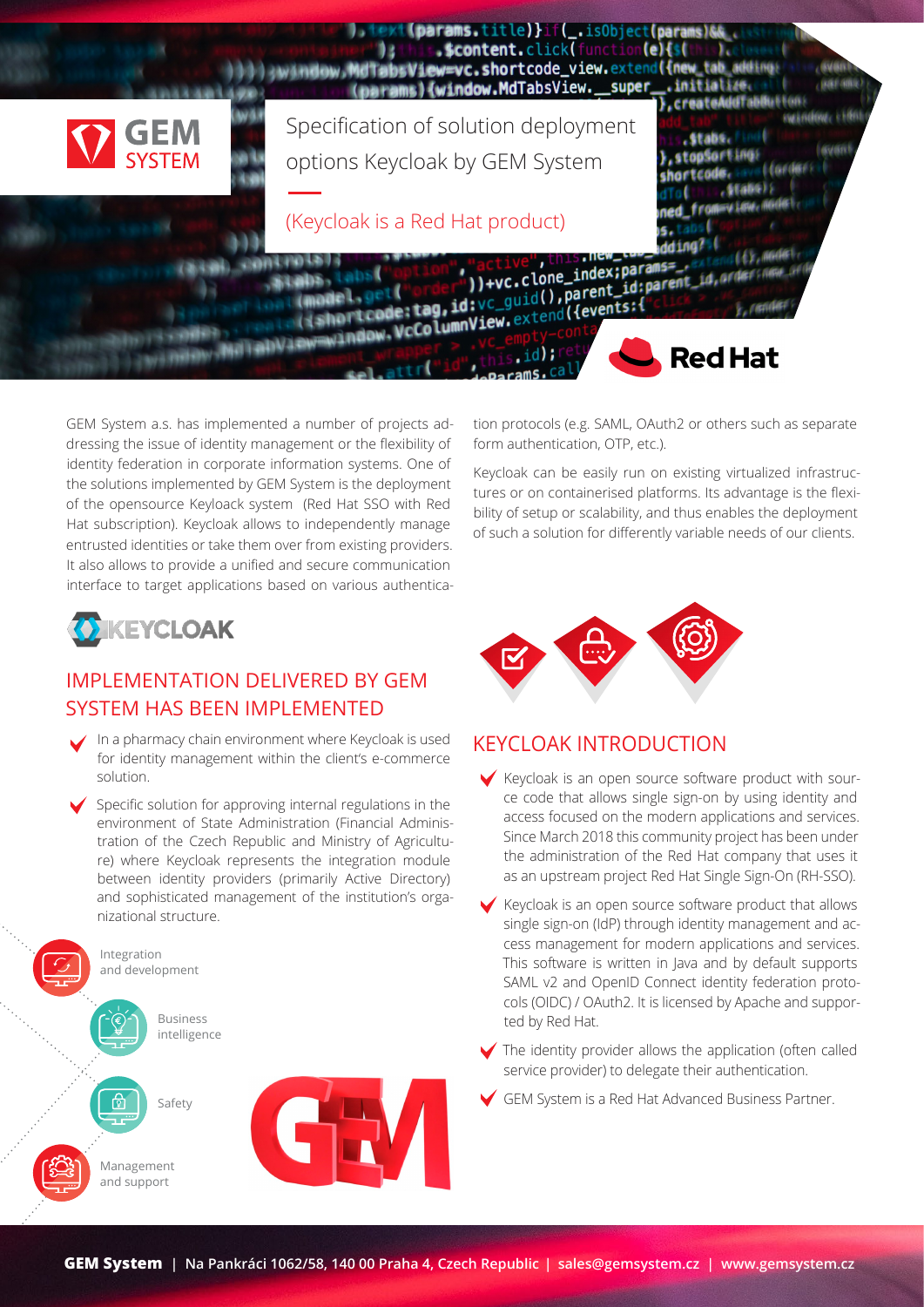# Specification of solution deployment options Keycloak by GEM System

(Keycloak is a Red Hat product)

GEM System a.s. has implemented a number of projects addressing the issue of identity management or the flexibility of identity federation in corporate information systems. One of the solutions implemented by GEM System is the deployment of the opensource Keyloack system (Red Hat SSO with Red Hat subscription). Keycloak allows to independently manage entrusted identities or take them over from existing providers. It also allows to provide a unified and secure communication interface to target applications based on various authentication protocols (e.g. SAML, OAuth2 or others such as separate form authentication, OTP, etc.).

Keycloak can be easily run on existing virtualized infrastructures or on containerised platforms. Its advantage is the flexibility of setup or scalability, and thus enables the deployment of such a solution for differently variable needs of our clients.

## IMPLEMENTATION DELIVERED BY GEM SYSTEM HAS BEEN IMPLEMENTED

- In a pharmacy chain environment where Keycloak is used for identity management within the client's e-commerce solution.
- Specific solution for approving internal regulations in the environment of State Administration (Financial Administration of the Czech Republic and Ministry of Agriculture) where Keycloak represents the integration module between identity providers (primarily Active Directory) and sophisticated management of the institution's organizational structure.

Integration and development

Business intelligence

Safety

Management and support

## KEYCLOAK INTRODUCTION

- Keycloak is an open source software product with source code that allows single sign-on by using identity and access focused on the modern applications and services. Since March 2018 this community project has been under the administration of the Red Hat company that uses it as an upstream project Red Hat Single Sign-On (RH-SSO).
- Keycloak is an open source software product that allows single sign-on (IdP) through identity management and access management for modern applications and services. This software is written in Java and by default supports SAML v2 and OpenID Connect identity federation protocols (OIDC) / OAuth2. It is licensed by Apache and supported by Red Hat.
- The identity provider allows the application (often called service provider) to delegate their authentication.
- GEM System is a Red Hat Advanced Business Partner.

**GEM System** | Na Pankráci 1062/58, 140 00 Praha 4, Czech Republic | sales@gemsystem.cz | www.gemsystem.cz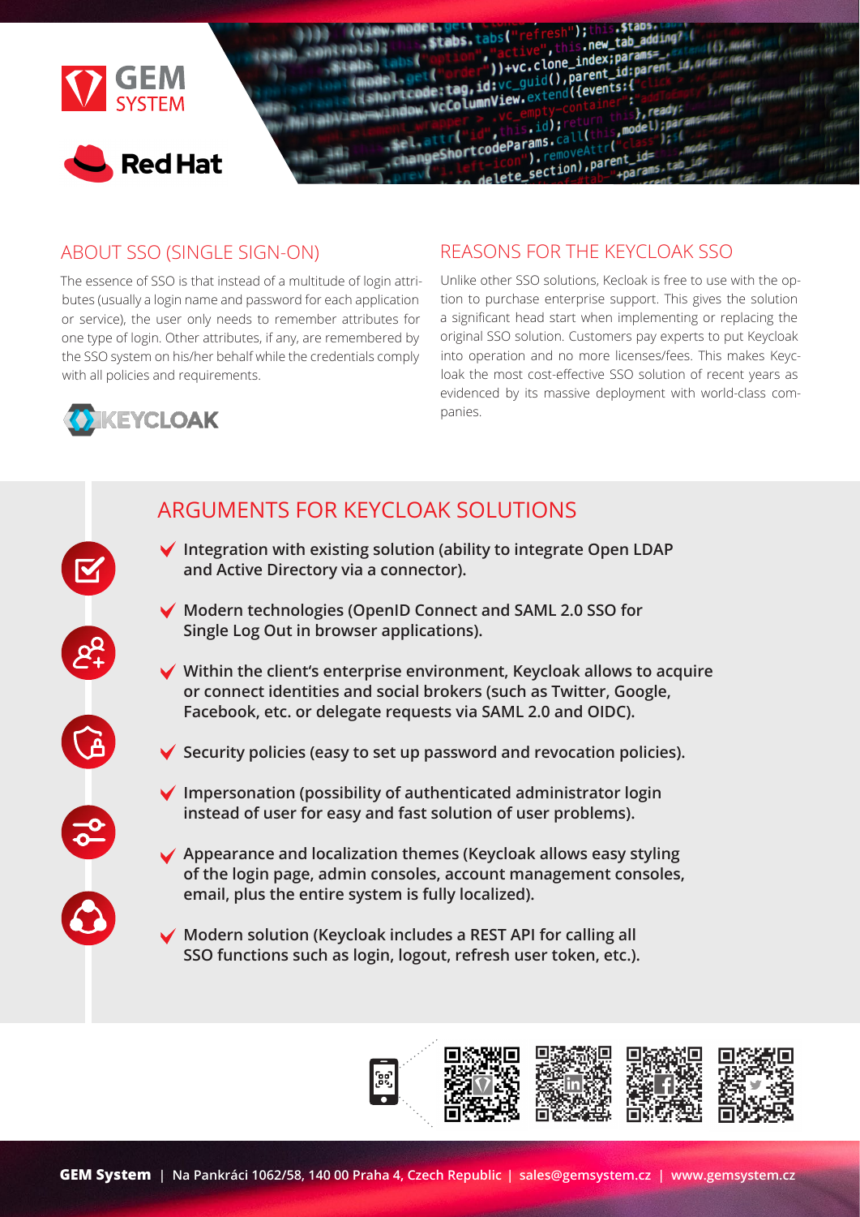GEM SYSTEM

Red Hat

## ABOUT SSO (SINGLE SIGN-ON)

The essence of SSO is that instead of a multitude of login attributes (usually a login name and password for each application or service), the user only needs to remember attributes for one type of login. Other attributes, if any, are remembered by the SSO system on his/her behalf while the credentials comply with all policies and requirements.

KEYCLOAK

## REASONS FOR THE KEYCLOAK SSO

Unlike other SSO solutions, Kecloak is free to use with the option to purchase enterprise support. This gives the solution a significant head start when implementing or replacing the original SSO solution. Customers pay experts to put Keycloak into operation and no more licenses/fees. This makes Keycloak the most cost-effective SSO solution of recent years as evidenced by its massive deployment with world-class companies.

## ARGUMENTS FOR KEYCLOAK SOLUTIONS

- **Integration with existing solution (ability to integrate Open LDAP and Active Directory via a connector).**
- **Modern technologies (OpenID Connect and SAML 2.0 SSO for Single Log Out in browser applications).**
- **Within the client's enterprise environment, Keycloak allows to acquire or connect identities and social brokers (such as Twitter, Google, Facebook, etc. or delegate requests via SAML 2.0 and OIDC).**
- **Security policies (easy to set up password and revocation policies).**
- **Impersonation (possibility of authenticated administrator login instead of user for easy and fast solution of user problems).**
- **Appearance and localization themes (Keycloak allows easy styling of the login page, admin consoles, account management consoles, email, plus the entire system is fully localized).**
- **Modern solution (Keycloak includes a REST API for calling all SSO functions such as login, logout, refresh user token, etc.).**

**GEM System** | Na Pankráci 1062/58, 140 00 Praha 4, Czech Republic | sales@gemsystem.cz | www.gemsystem.cz